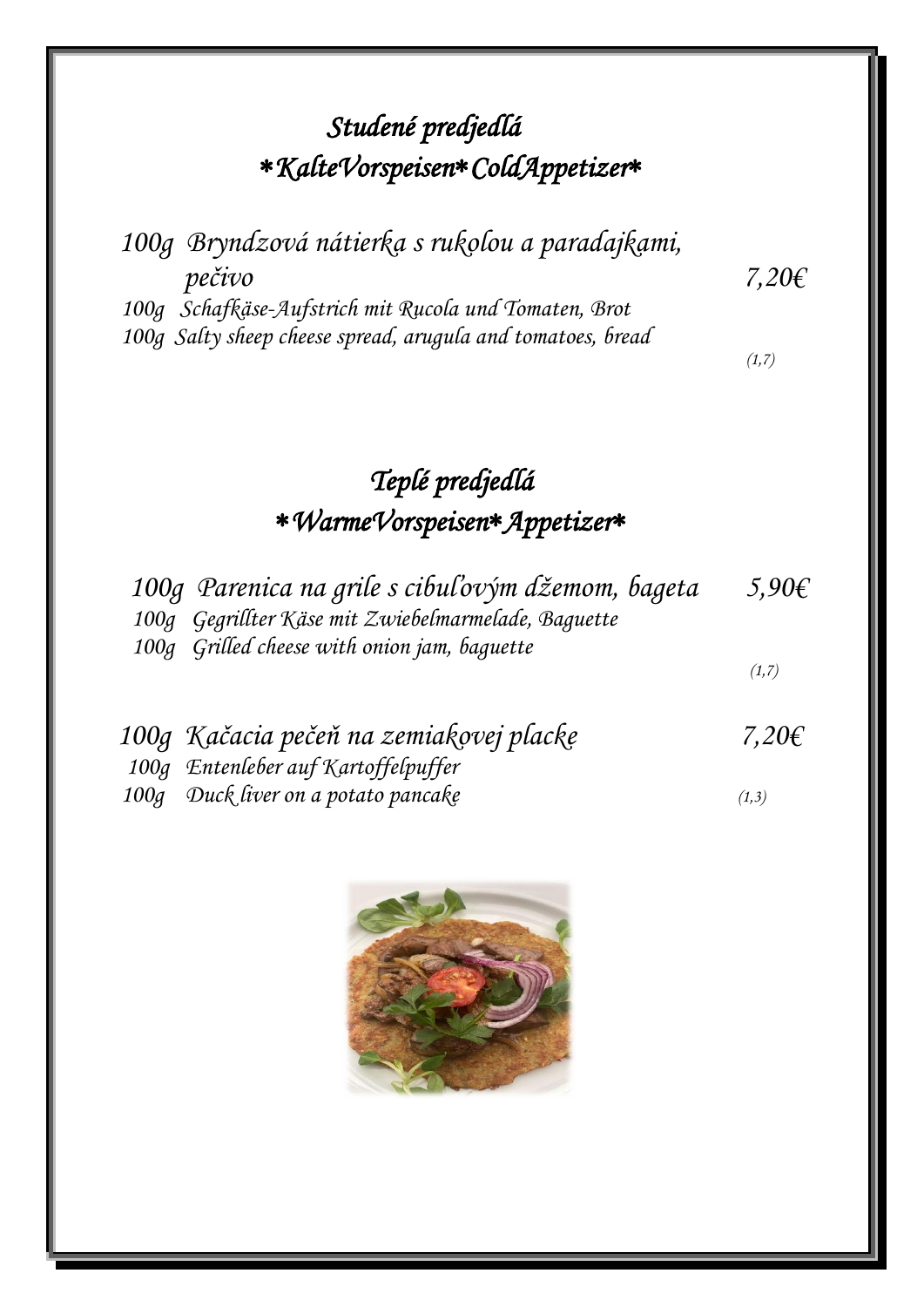## *Studené predjedlá*
## *\*KalteVorspeisen\* ColdAppetizer\**

*100g Bryndzová nátierka s rukolou a paradajkami, pečivo* — *7,20€*
*100g Schafkäse-Aufstrich mit Rucola und Tomaten, Brot*
*100g Salty sheep cheese spread, arugula and tomatoes, bread*
*(1,7)*

## *Teplé predjedlá*
## *\*WarmeVorspeisen\* Appetizer\**

*100g Parenica na grile s cibuľovým džemom, bageta* — *5,90€*
*100g Gegrillter Käse mit Zwiebelmarmelade, Baguette*
*100g Grilled cheese with onion jam, baguette*
*(1,7)*

*100g Kačacia pečeň na zemiakovej placke* — *7,20€*
*100g Entenleber auf Kartoffelpuffer*
*100g Duck liver on a potato pancake*
*(1,3)*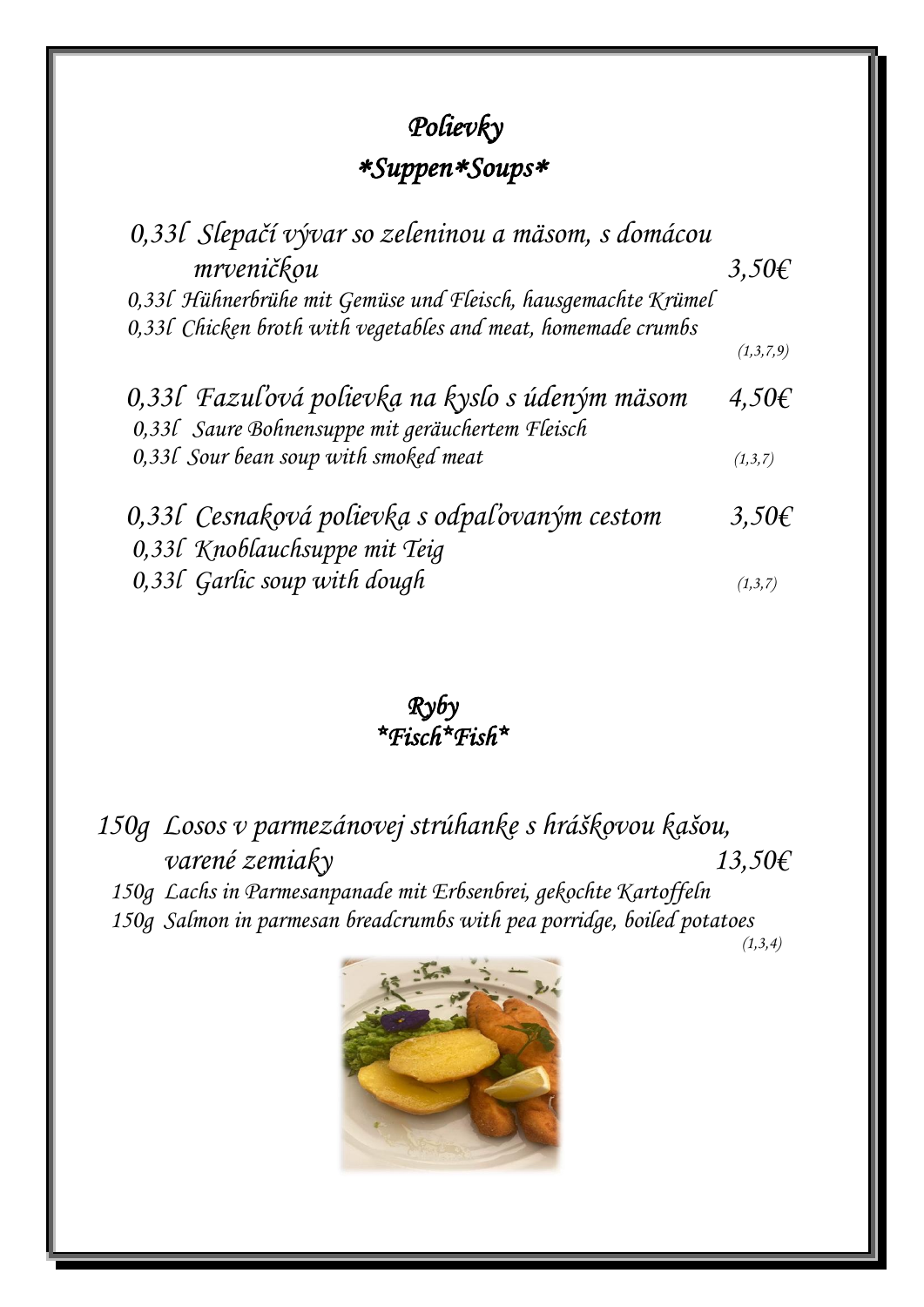# *Polievky*

## *\*Suppen\*Soups\**

*0,33l Slepačí vývar so zeleninou a mäsom, s domácou mrveničkou* — *3,50€*

*0,33l Hühnerbrühe mit Gemüse und Fleisch, hausgemachte Krümel*
*0,33l Chicken broth with vegetables and meat, homemade crumbs*
*(1,3,7,9)*

*0,33l Fazuľová polievka na kyslo s údeným mäsom* — *4,50€*

*0,33l Saure Bohnensuppe mit geräuchertem Fleisch*
*0,33l Sour bean soup with smoked meat*
*(1,3,7)*

*0,33l Cesnaková polievka s odpaľovaným cestom* — *3,50€*

*0,33l Knoblauchsuppe mit Teig*
*0,33l Garlic soup with dough*
*(1,3,7)*

# *Ryby*

## *\*Fisch\*Fish\**

*150g Losos v parmezánovej strúhanke s hráškovou kašou, varené zemiaky* — *13,50€*

*150g Lachs in Parmesanpanade mit Erbsenbrei, gekochte Kartoffeln*
*150g Salmon in parmesan breadcrumbs with pea porridge, boiled potatoes*
*(1,3,4)*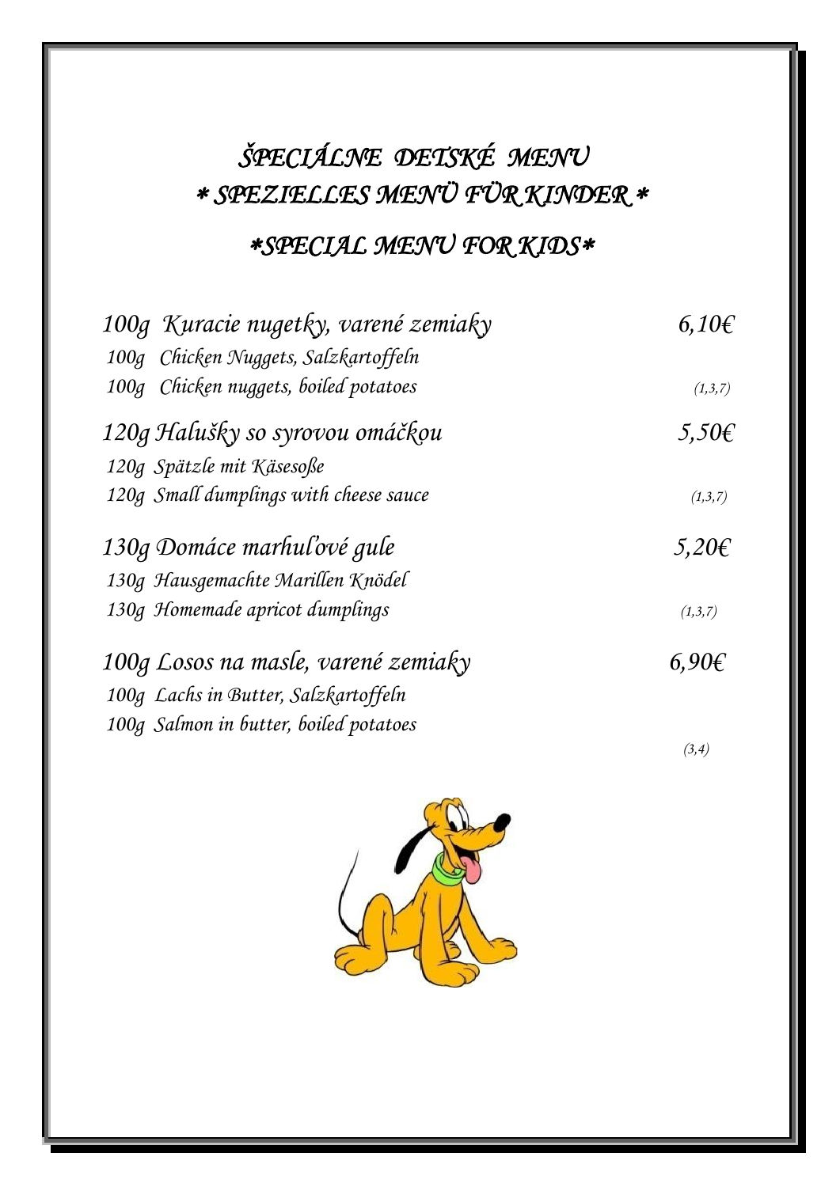# *ŠPECIÁLNE DETSKÉ MENU*
# *\* SPEZIELLES MENÜ FÜR KINDER \**
# *\*SPECIAL MENU FOR KIDS\**

*100g Kuracie nugetky, varené zemiaky* — *6,10€*
*100g Chicken Nuggets, Salzkartoffeln*
*100g Chicken nuggets, boiled potatoes* *(1,3,7)*

*120g Halušky so syrovou omáčkou* — *5,50€*
*120g Spätzle mit Käsesoße*
*120g Small dumplings with cheese sauce* *(1,3,7)*

*130g Domáce marhuľové gule* — *5,20€*
*130g Hausgemachte Marillen Knödel*
*130g Homemade apricot dumplings* *(1,3,7)*

*100g Losos na masle, varené zemiaky* — *6,90€*
*100g Lachs in Butter, Salzkartoffeln*
*100g Salmon in butter, boiled potatoes*
*(3,4)*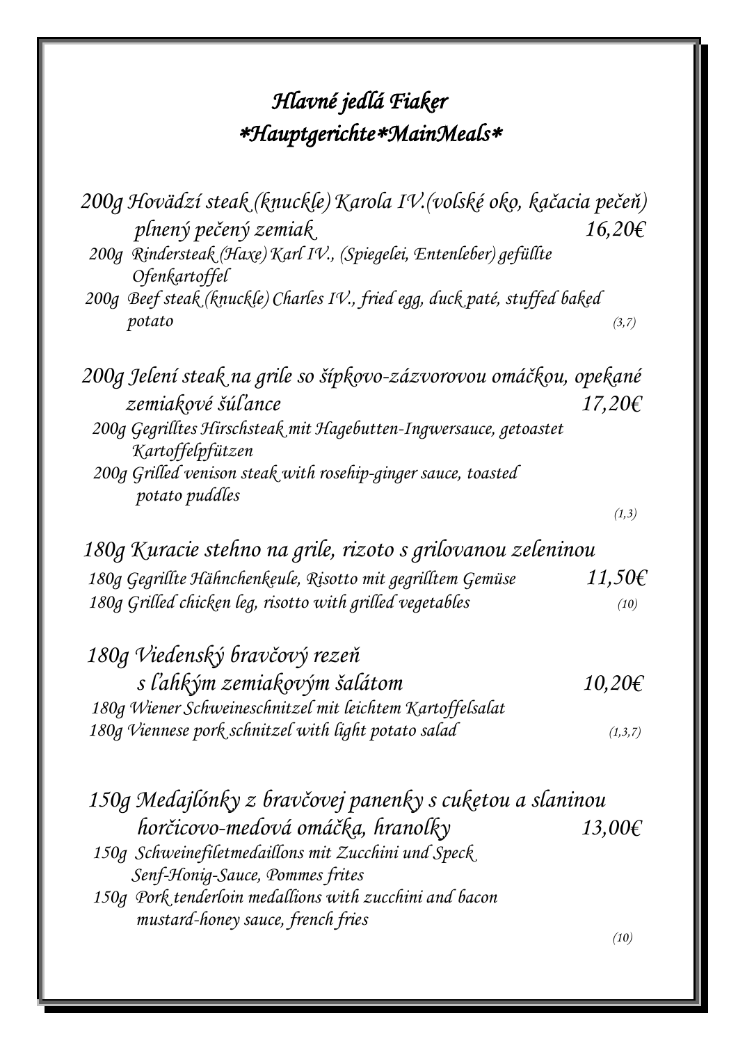# *Hlavné jedlá Fiaker*
## *\*Hauptgerichte\*MainMeals\**

*200g Hovädzí steak (knuckle) Karola IV.(volské oko, kačacia pečeň) plnený pečený zemiak* — *16,20€*

*200g Rindersteak (Haxe) Karl IV., (Spiegelei, Entenleber) gefüllte Ofenkartoffel*

*200g Beef steak (knuckle) Charles IV., fried egg, duck paté, stuffed baked potato* *(3,7)*

*200g Jelení steak na grile so šípkovo-zázvorovou omáčkou, opekané zemiakové šúľance* — *17,20€*

*200g Gegrilltes Hirschsteak mit Hagebutten-Ingwersauce, getoastet Kartoffelpfützen*

*200g Grilled venison steak with rosehip-ginger sauce, toasted potato puddles* *(1,3)*

*180g Kuracie stehno na grile, rizoto s grilovanou zeleninou* — *11,50€*

*180g Gegrillte Hähnchenkeule, Risotto mit gegrilltem Gemüse*

*180g Grilled chicken leg, risotto with grilled vegetables* *(10)*

*180g Viedenský bravčový rezeň s ľahkým zemiakovým šalátom* — *10,20€*

*180g Wiener Schweineschnitzel mit leichtem Kartoffelsalat*

*180g Viennese pork schnitzel with light potato salad* *(1,3,7)*

*150g Medajlónky z bravčovej panenky s cuketou a slaninou horčicovo-medová omáčka, hranolky* — *13,00€*

*150g Schweinefiletmedaillons mit Zucchini und Speck Senf-Honig-Sauce, Pommes frites*

*150g Pork tenderloin medallions with zucchini and bacon mustard-honey sauce, french fries* *(10)*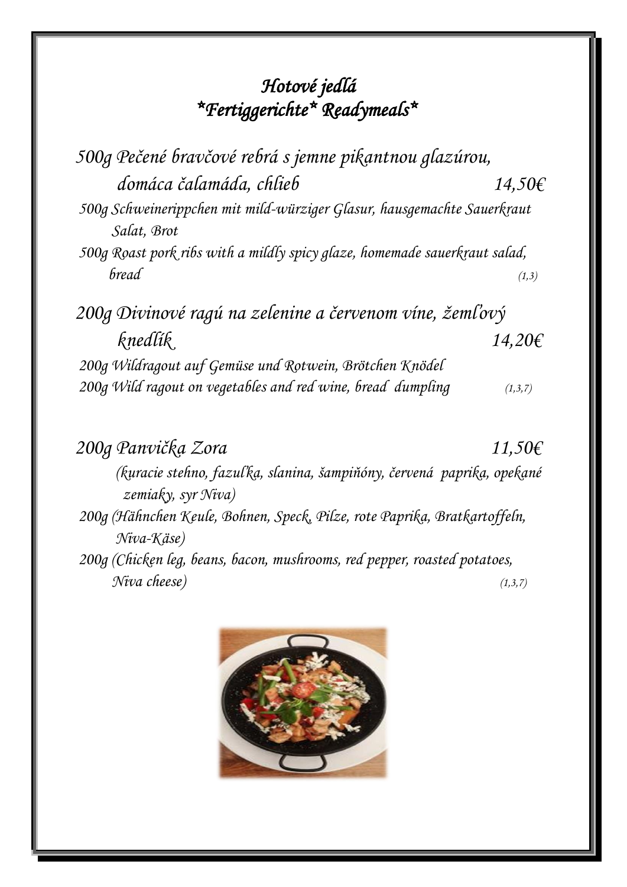# *Hotové jedlá*
# *\*Fertiggerichte\* Readymeals\**

*500g Pečené bravčové rebrá s jemne pikantnou glazúrou, domáca čalamáda, chlieb* 14,50€

*500g Schweinerippchen mit mild-würziger Glasur, hausgemachte Sauerkraut Salat, Brot*

*500g Roast pork ribs with a mildly spicy glaze, homemade sauerkraut salad, bread* (1,3)

*200g Divinové ragú na zelenine a červenom víne, žemľový knedlík* 14,20€

*200g Wildragout auf Gemüse und Rotwein, Brötchen Knödel*

*200g Wild ragout on vegetables and red wine, bread dumpling* (1,3,7)

*200g Panvička Zora* 11,50€

*(kuracie stehno, fazuľka, slanina, šampiňóny, červená paprika, opekané zemiaky, syr Niva)*

*200g (Hähnchen Keule, Bohnen, Speck, Pilze, rote Paprika, Bratkartoffeln, Niva-Käse)*

*200g (Chicken leg, beans, bacon, mushrooms, red pepper, roasted potatoes, Niva cheese)* (1,3,7)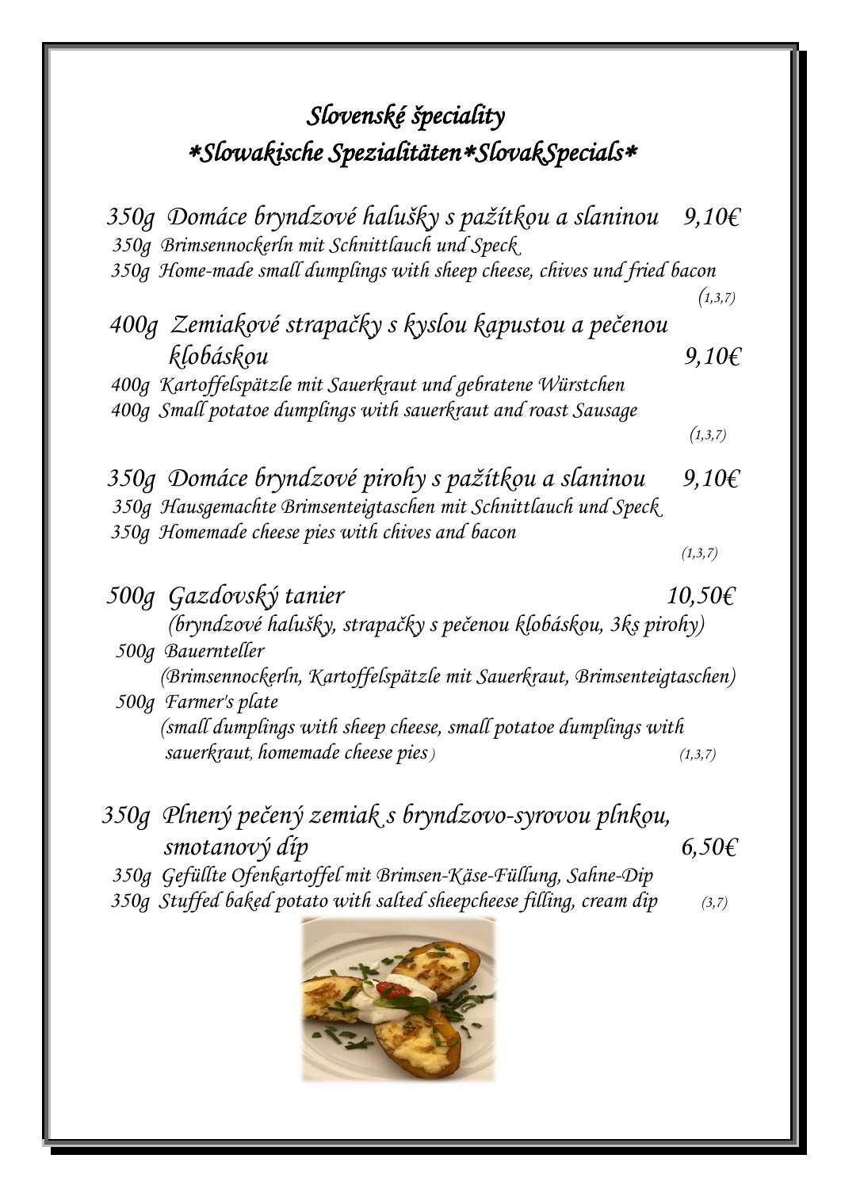# *Slovenské špeciality*
# *\*Slowakische Spezialitäten\*SlovakSpecials\**

*350g Domáce bryndzové halušky s pažítkou a slaninou* **9,10€**
*350g Brimsennockerln mit Schnittlauch und Speck*
*350g Home-made small dumplings with sheep cheese, chives und fried bacon*
*(1,3,7)*

*400g Zemiakové strapačky s kyslou kapustou a pečenou klobáskou* **9,10€**
*400g Kartoffelspätzle mit Sauerkraut und gebratene Würstchen*
*400g Small potatoe dumplings with sauerkraut and roast Sausage*
*(1,3,7)*

*350g Domáce bryndzové pirohy s pažítkou a slaninou* **9,10€**
*350g Hausgemachte Brimsenteigtaschen mit Schnittlauch und Speck*
*350g Homemade cheese pies with chives and bacon*
*(1,3,7)*

*500g Gazdovský tanier* **10,50€**
*(bryndzové halušky, strapačky s pečenou klobáskou, 3ks pirohy)*
*500g Bauernteller*
*(Brimsennockerln, Kartoffelspätzle mit Sauerkraut, Brimsenteigtaschen)*
*500g Farmer's plate*
*(small dumplings with sheep cheese, small potatoe dumplings with sauerkraut, homemade cheese pies)* *(1,3,7)*

*350g Plnený pečený zemiak s bryndzovo-syrovou plnkou, smotanový díp* **6,50€**
*350g Gefüllte Ofenkartoffel mit Brimsen-Käse-Füllung, Sahne-Dip*
*350g Stuffed baked potato with salted sheepcheese filling, cream dip* *(3,7)*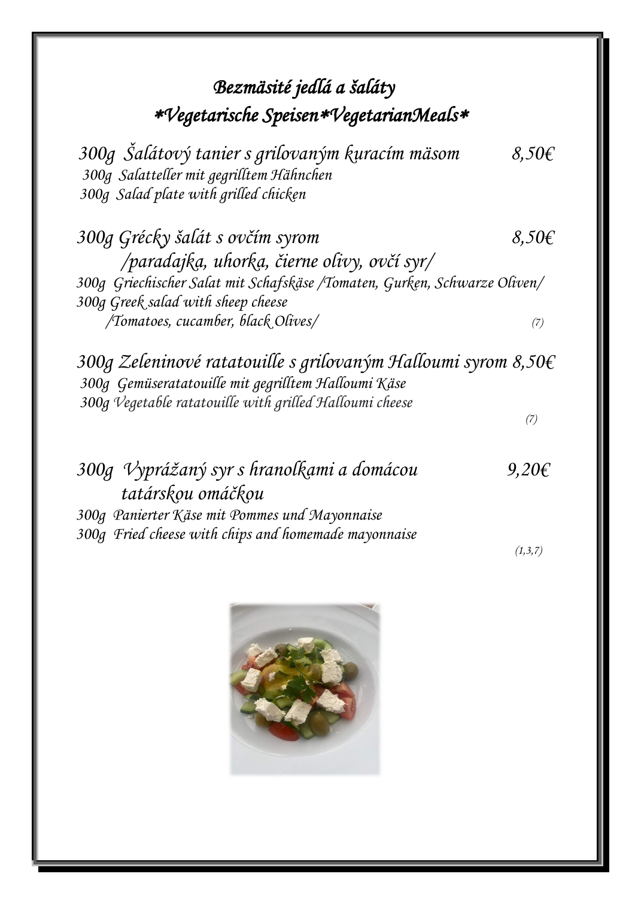## *Bezmäsité jedlá a šaláty*

## *\*Vegetarische Speisen\*VegetarianMeals\**

*300g Šalátový tanier s grilovaným kuracím mäsom* — *8,50€*
*300g Salatteller mit gegrilltem Hähnchen*
*300g Salad plate with grilled chicken*

*300g Grécky šalát s ovčím syrom* — *8,50€*
*/paradajka, uhorka, čierne olivy, ovčí syr/*
*300g Griechischer Salat mit Schafskäse /Tomaten, Gurken, Schwarze Oliven/*
*300g Greek salad with sheep cheese*
*/Tomatoes, cucamber, black Olives/* *(7)*

*300g Zeleninové ratatouille s grilovaným Halloumi syrom* — *8,50€*
*300g Gemüseratatouille mit gegrilltem Halloumi Käse*
*300g Vegetable ratatouille with grilled Halloumi cheese*
*(7)*

*300g Vyprážaný syr s hranolkami a domácou tatárskou omáčkou* — *9,20€*
*300g Panierter Käse mit Pommes und Mayonnaise*
*300g Fried cheese with chips and homemade mayonnaise*
*(1,3,7)*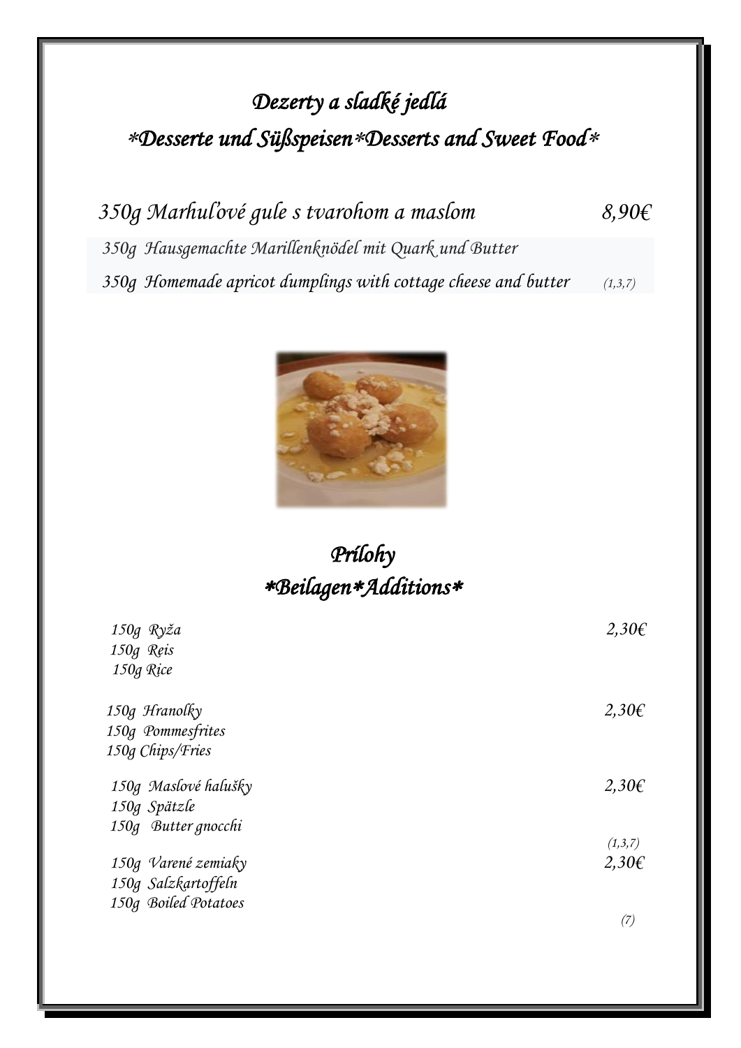# *Dezerty a sladké jedlá*

## *\*Desserte und Süßspeisen\*Desserts and Sweet Food\**

*350g Marhuľové gule s tvarohom a maslom* — *8,90€*

*350g Hausgemachte Marillenknödel mit Quark und Butter*

*350g Homemade apricot dumplings with cottage cheese and butter* *(1,3,7)*

# *Prílohy*

## *\*Beilagen\*Additions\**

*150g Ryža* — *2,30€*
*150g Reis*
*150g Rice*

*150g Hranolky* — *2,30€*
*150g Pommesfrites*
*150g Chips/Fries*

*150g Maslové halušky* — *2,30€*
*150g Spätzle*
*150g Butter gnocchi*
*(1,3,7)*

*150g Varené zemiaky* — *2,30€*
*150g Salzkartoffeln*
*150g Boiled Potatoes*
*(7)*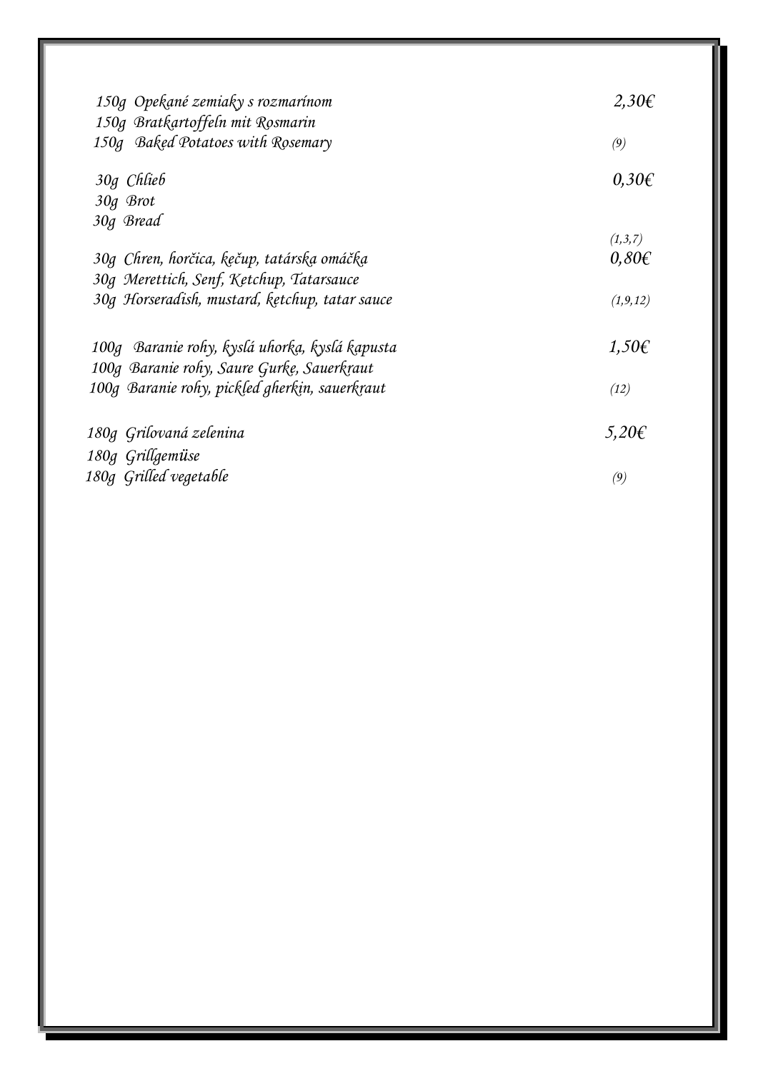150g Opekané zemiaky s rozmarínom 2,30€
150g Bratkartoffeln mit Rosmarin
150g Baked Potatoes with Rosemary (9)

30g Chlieb 0,30€
30g Brot
30g Bread
(1,3,7)

30g Chren, horčica, kečup, tatárska omáčka 0,80€
30g Merettich, Senf, Ketchup, Tatarsauce
30g Horseradish, mustard, ketchup, tatar sauce (1,9,12)

100g Baranie rohy, kyslá uhorka, kyslá kapusta 1,50€
100g Baranie rohy, Saure Gurke, Sauerkraut
100g Baranie rohy, pickled gherkin, sauerkraut (12)

180g Grilovaná zelenina 5,20€
180g Grillgemüse
180g Grilled vegetable (9)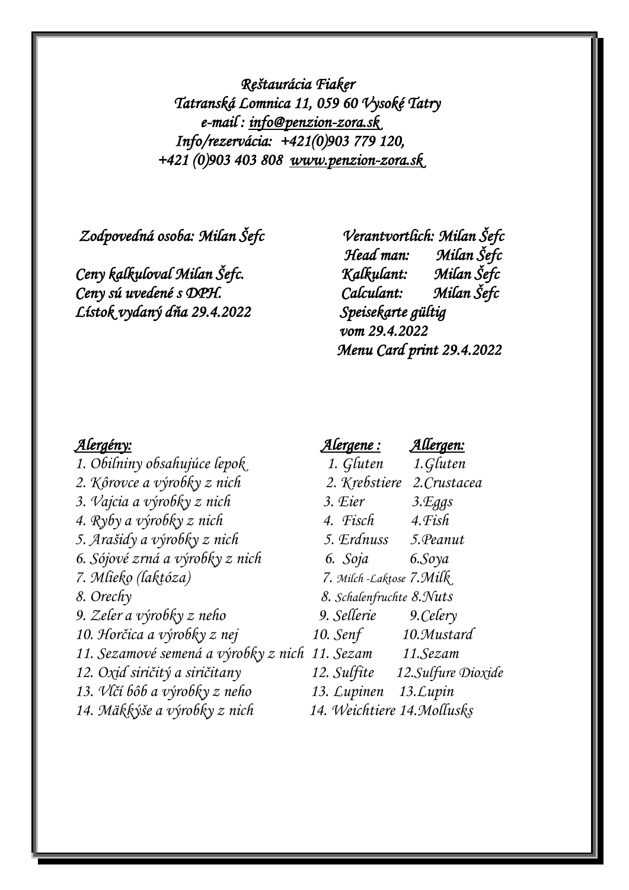*Reštaurácia Fiaker*
*Tatranská Lomnica 11, 059 60 Vysoké Tatry*
*e-mail : info@penzion-zora.sk*
*Info/rezervácia: +421(0)903 779 120,*
*+421 (0)903 403 808 www.penzion-zora.sk*

*Zodpovedná osoba: Milan Šefc*

*Ceny kalkuloval Milan Šefc.*
*Ceny sú uvedené s DPH.*
*Lístok vydaný dňa 29.4.2022*

*Verantvortlich: Milan Šefc*
*Head man: Milan Šefc*
*Kalkulant: Milan Šefc*
*Calculant: Milan Šefc*
*Speisekarte gültig vom 29.4.2022*
*Menu Card print 29.4.2022*

| *Alergény:* | *Alergene :* | *Allergen:* |
|---|---|---|
| 1. Obilniny obsahujúce lepok | 1. Gluten | 1.Gluten |
| 2. Kôrovce a výrobky z nich | 2. Krebstiere | 2.Crustacea |
| 3. Vajcia a výrobky z nich | 3. Eier | 3.Eggs |
| 4. Ryby a výrobky z nich | 4. Fisch | 4.Fish |
| 5. Arašidy a výrobky z nich | 5. Erdnuss | 5.Peanut |
| 6. Sójové zrná a výrobky z nich | 6. Soja | 6.Soya |
| 7. Mlieko (laktóza) | 7. Milch -Laktose | 7.Milk |
| 8. Orechy | 8. Schalenfruchte | 8.Nuts |
| 9. Zeler a výrobky z neho | 9. Sellerie | 9.Celery |
| 10. Horčica a výrobky z nej | 10. Senf | 10.Mustard |
| 11. Sezamové semená a výrobky z nich | 11. Sezam | 11.Sezam |
| 12. Oxid siričitý a siričitany | 12. Sulfite | 12.Sulfure Dioxide |
| 13. Vlčí bôb a výrobky z neho | 13. Lupinen | 13.Lupin |
| 14. Mäkkýše a výrobky z nich | 14. Weichtiere | 14.Mollusks |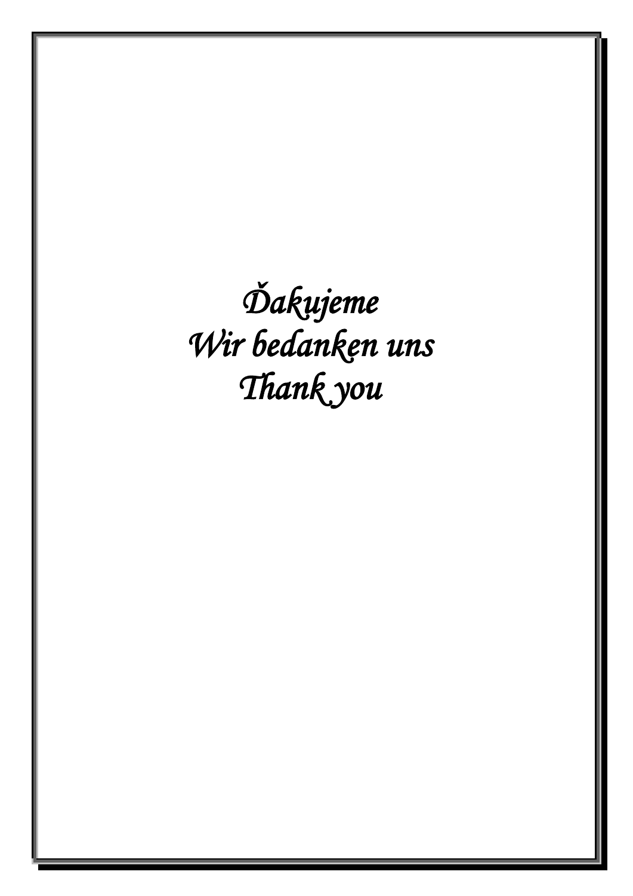*Ďakujeme*
*Wir bedanken uns*
*Thank you*